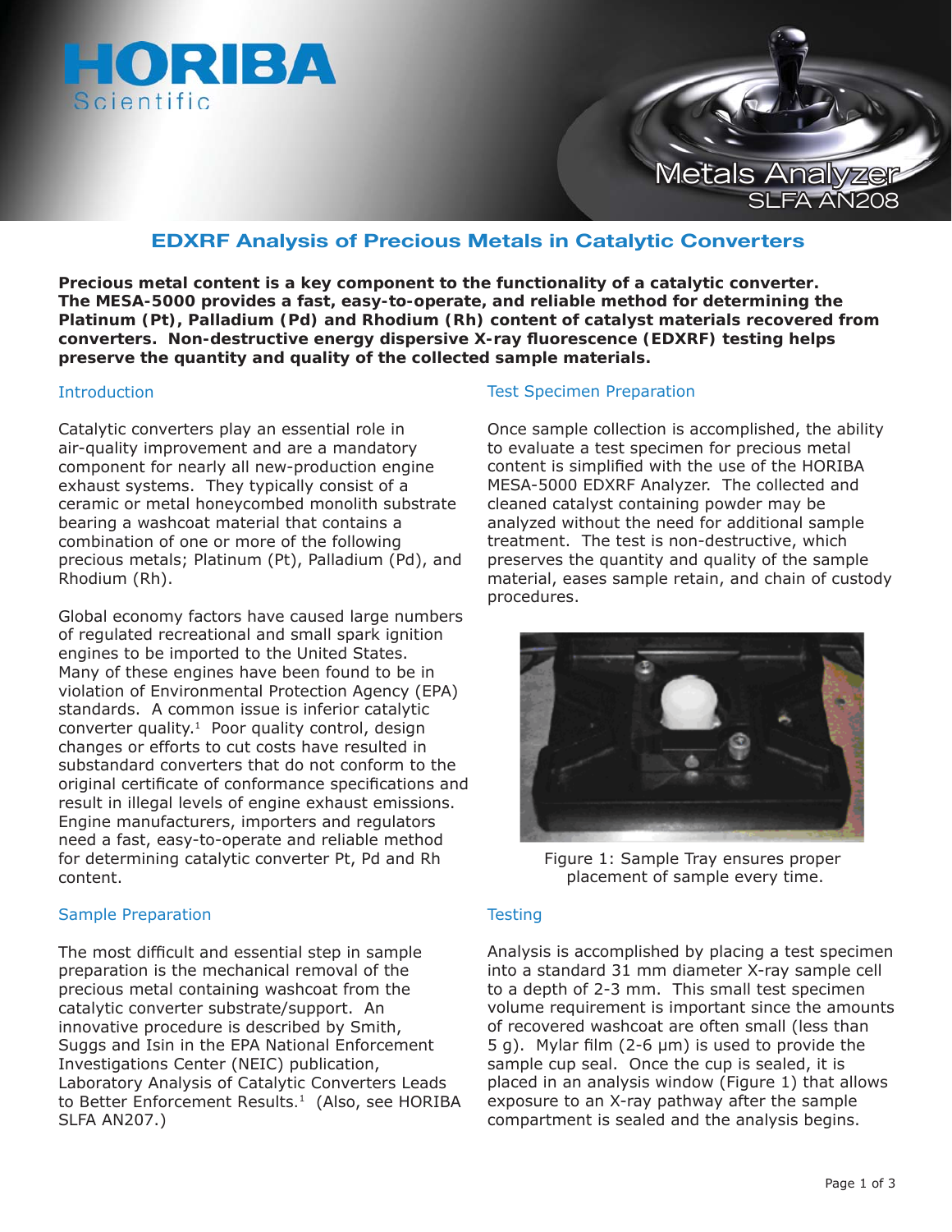HORIBA Scientific

Metals Analyzer
SLFA AN208

# EDXRF Analysis of Precious Metals in Catalytic Converters

**Precious metal content is a key component to the functionality of a catalytic converter. The MESA-5000 provides a fast, easy-to-operate, and reliable method for determining the Platinum (Pt), Palladium (Pd) and Rhodium (Rh) content of catalyst materials recovered from converters. Non-destructive energy dispersive X-ray fluorescence (EDXRF) testing helps preserve the quantity and quality of the collected sample materials.**

## Introduction

Catalytic converters play an essential role in air-quality improvement and are a mandatory component for nearly all new-production engine exhaust systems. They typically consist of a ceramic or metal honeycombed monolith substrate bearing a washcoat material that contains a combination of one or more of the following precious metals; Platinum (Pt), Palladium (Pd), and Rhodium (Rh).

Global economy factors have caused large numbers of regulated recreational and small spark ignition engines to be imported to the United States. Many of these engines have been found to be in violation of Environmental Protection Agency (EPA) standards. A common issue is inferior catalytic converter quality.[1] Poor quality control, design changes or efforts to cut costs have resulted in substandard converters that do not conform to the original certificate of conformance specifications and result in illegal levels of engine exhaust emissions. Engine manufacturers, importers and regulators need a fast, easy-to-operate and reliable method for determining catalytic converter Pt, Pd and Rh content.

## Sample Preparation

The most difficult and essential step in sample preparation is the mechanical removal of the precious metal containing washcoat from the catalytic converter substrate/support. An innovative procedure is described by Smith, Suggs and Isin in the EPA National Enforcement Investigations Center (NEIC) publication, Laboratory Analysis of Catalytic Converters Leads to Better Enforcement Results.[1] (Also, see HORIBA SLFA AN207.)

## Test Specimen Preparation

Once sample collection is accomplished, the ability to evaluate a test specimen for precious metal content is simplified with the use of the HORIBA MESA-5000 EDXRF Analyzer. The collected and cleaned catalyst containing powder may be analyzed without the need for additional sample treatment. The test is non-destructive, which preserves the quantity and quality of the sample material, eases sample retain, and chain of custody procedures.

Figure 1: Sample Tray ensures proper placement of sample every time.

## Testing

Analysis is accomplished by placing a test specimen into a standard 31 mm diameter X-ray sample cell to a depth of 2-3 mm. This small test specimen volume requirement is important since the amounts of recovered washcoat are often small (less than 5 g). Mylar film (2-6 μm) is used to provide the sample cup seal. Once the cup is sealed, it is placed in an analysis window (Figure 1) that allows exposure to an X-ray pathway after the sample compartment is sealed and the analysis begins.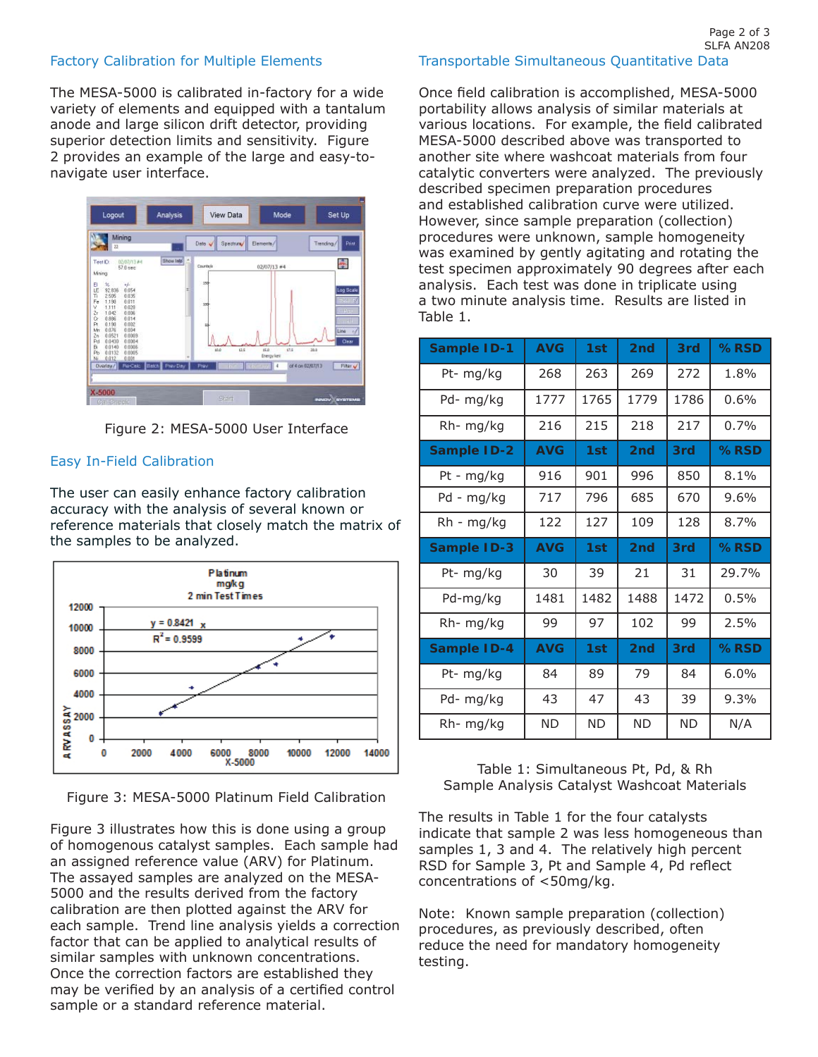## Factory Calibration for Multiple Elements

The MESA-5000 is calibrated in-factory for a wide variety of elements and equipped with a tantalum anode and large silicon drift detector, providing superior detection limits and sensitivity. Figure 2 provides an example of the large and easy-to-navigate user interface.

Figure 2: MESA-5000 User Interface

## Easy In-Field Calibration

The user can easily enhance factory calibration accuracy with the analysis of several known or reference materials that closely match the matrix of the samples to be analyzed.

Figure 3: MESA-5000 Platinum Field Calibration

Figure 3 illustrates how this is done using a group of homogenous catalyst samples. Each sample had an assigned reference value (ARV) for Platinum. The assayed samples are analyzed on the MESA-5000 and the results derived from the factory calibration are then plotted against the ARV for each sample. Trend line analysis yields a correction factor that can be applied to analytical results of similar samples with unknown concentrations. Once the correction factors are established they may be verified by an analysis of a certified control sample or a standard reference material.

## Transportable Simultaneous Quantitative Data

Once field calibration is accomplished, MESA-5000 portability allows analysis of similar materials at various locations. For example, the field calibrated MESA-5000 described above was transported to another site where washcoat materials from four catalytic converters were analyzed. The previously described specimen preparation procedures and established calibration curve were utilized. However, since sample preparation (collection) procedures were unknown, sample homogeneity was examined by gently agitating and rotating the test specimen approximately 90 degrees after each analysis. Each test was done in triplicate using a two minute analysis time. Results are listed in Table 1.

| Sample ID-1 | AVG | 1st | 2nd | 3rd | % RSD |
|---|---|---|---|---|---|
| Pt- mg/kg | 268 | 263 | 269 | 272 | 1.8% |
| Pd- mg/kg | 1777 | 1765 | 1779 | 1786 | 0.6% |
| Rh- mg/kg | 216 | 215 | 218 | 217 | 0.7% |
| **Sample ID-2** | **AVG** | **1st** | **2nd** | **3rd** | **% RSD** |
| Pt - mg/kg | 916 | 901 | 996 | 850 | 8.1% |
| Pd - mg/kg | 717 | 796 | 685 | 670 | 9.6% |
| Rh - mg/kg | 122 | 127 | 109 | 128 | 8.7% |
| **Sample ID-3** | **AVG** | **1st** | **2nd** | **3rd** | **% RSD** |
| Pt- mg/kg | 30 | 39 | 21 | 31 | 29.7% |
| Pd-mg/kg | 1481 | 1482 | 1488 | 1472 | 0.5% |
| Rh- mg/kg | 99 | 97 | 102 | 99 | 2.5% |
| **Sample ID-4** | **AVG** | **1st** | **2nd** | **3rd** | **% RSD** |
| Pt- mg/kg | 84 | 89 | 79 | 84 | 6.0% |
| Pd- mg/kg | 43 | 47 | 43 | 39 | 9.3% |
| Rh- mg/kg | ND | ND | ND | ND | N/A |

Table 1: Simultaneous Pt, Pd, & Rh Sample Analysis Catalyst Washcoat Materials

The results in Table 1 for the four catalysts indicate that sample 2 was less homogeneous than samples 1, 3 and 4. The relatively high percent RSD for Sample 3, Pt and Sample 4, Pd reflect concentrations of <50mg/kg.

Note: Known sample preparation (collection) procedures, as previously described, often reduce the need for mandatory homogeneity testing.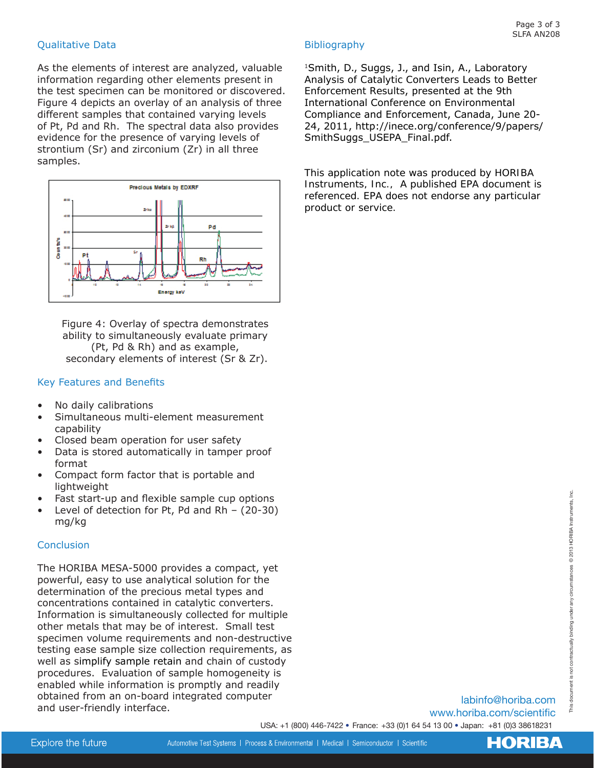## Qualitative Data

As the elements of interest are analyzed, valuable information regarding other elements present in the test specimen can be monitored or discovered. Figure 4 depicts an overlay of an analysis of three different samples that contained varying levels of Pt, Pd and Rh. The spectral data also provides evidence for the presence of varying levels of strontium (Sr) and zirconium (Zr) in all three samples.

Precious Metals by EDXRF

Counts/s

Energy keV

Pt

Sr

Zr kα

Zr kβ

Rh

Pd

Figure 4: Overlay of spectra demonstrates ability to simultaneously evaluate primary (Pt, Pd & Rh) and as example, secondary elements of interest (Sr & Zr).

## Key Features and Benefits

- No daily calibrations
- Simultaneous multi-element measurement capability
- Closed beam operation for user safety
- Data is stored automatically in tamper proof format
- Compact form factor that is portable and lightweight
- Fast start-up and flexible sample cup options
- Level of detection for Pt, Pd and Rh – (20-30) mg/kg

## Conclusion

The HORIBA MESA-5000 provides a compact, yet powerful, easy to use analytical solution for the determination of the precious metal types and concentrations contained in catalytic converters. Information is simultaneously collected for multiple other metals that may be of interest. Small test specimen volume requirements and non-destructive testing ease sample size collection requirements, as well as simplify sample retain and chain of custody procedures. Evaluation of sample homogeneity is enabled while information is promptly and readily obtained from an on-board integrated computer and user-friendly interface.

## Bibliography

[1]Smith, D., Suggs, J., and Isin, A., Laboratory Analysis of Catalytic Converters Leads to Better Enforcement Results, presented at the 9th International Conference on Environmental Compliance and Enforcement, Canada, June 20-24, 2011, http://inece.org/conference/9/papers/SmithSuggs_USEPA_Final.pdf.

This application note was produced by HORIBA Instruments, Inc., A published EPA document is referenced. EPA does not endorse any particular product or service.

labinfo@horiba.com
www.horiba.com/scientific

USA: +1 (800) 446-7422 • France: +33 (0)1 64 54 13 00 • Japan: +81 (0)3 38618231

This document is not contractually binding under any circumstances © 2013 HORIBA Instruments, Inc.

Explore the future | Automotive Test Systems | Process & Environmental | Medical | Semiconductor | Scientific

HORIBA